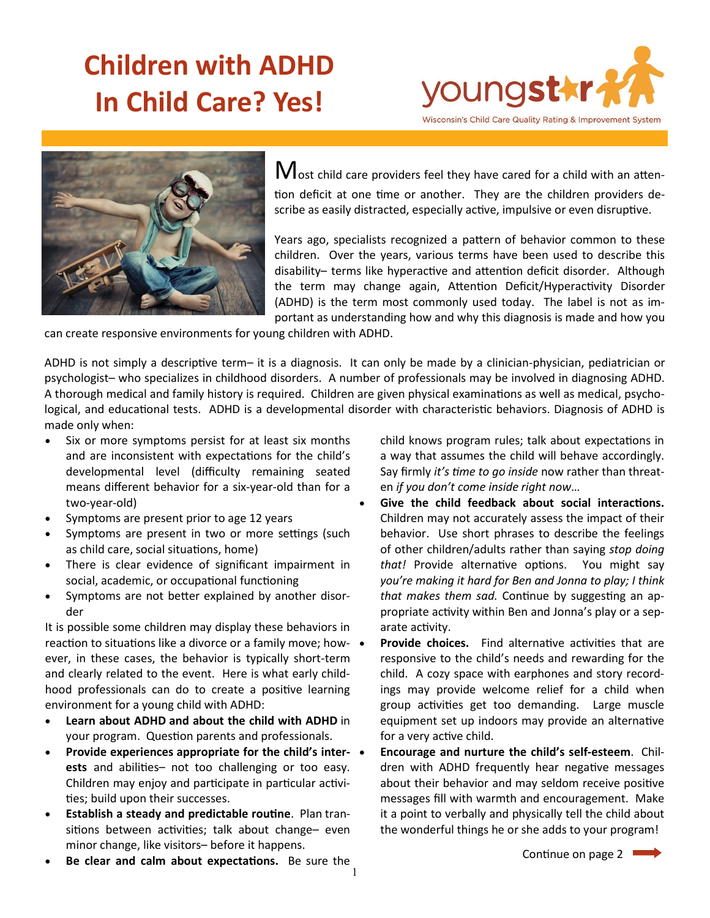# Children with ADHD In Child Care? Yes!

youngstar
Wisconsin's Child Care Quality Rating & Improvement System

Most child care providers feel they have cared for a child with an attention deficit at one time or another. They are the children providers describe as easily distracted, especially active, impulsive or even disruptive.

Years ago, specialists recognized a pattern of behavior common to these children. Over the years, various terms have been used to describe this disability– terms like hyperactive and attention deficit disorder. Although the term may change again, Attention Deficit/Hyperactivity Disorder (ADHD) is the term most commonly used today. The label is not as important as understanding how and why this diagnosis is made and how you can create responsive environments for young children with ADHD.

ADHD is not simply a descriptive term– it is a diagnosis. It can only be made by a clinician-physician, pediatrician or psychologist– who specializes in childhood disorders. A number of professionals may be involved in diagnosing ADHD. A thorough medical and family history is required. Children are given physical examinations as well as medical, psychological, and educational tests. ADHD is a developmental disorder with characteristic behaviors. Diagnosis of ADHD is made only when:

- Six or more symptoms persist for at least six months and are inconsistent with expectations for the child's developmental level (difficulty remaining seated means different behavior for a six-year-old than for a two-year-old)
- Symptoms are present prior to age 12 years
- Symptoms are present in two or more settings (such as child care, social situations, home)
- There is clear evidence of significant impairment in social, academic, or occupational functioning
- Symptoms are not better explained by another disorder

It is possible some children may display these behaviors in reaction to situations like a divorce or a family move; however, in these cases, the behavior is typically short-term and clearly related to the event. Here is what early childhood professionals can do to create a positive learning environment for a young child with ADHD:

- **Learn about ADHD and about the child with ADHD** in your program. Question parents and professionals.
- **Provide experiences appropriate for the child's interests** and abilities– not too challenging or too easy. Children may enjoy and participate in particular activities; build upon their successes.
- **Establish a steady and predictable routine**. Plan transitions between activities; talk about change– even minor change, like visitors– before it happens.
- **Be clear and calm about expectations.** Be sure the child knows program rules; talk about expectations in a way that assumes the child will behave accordingly. Say firmly *it's time to go inside* now rather than threaten *if you don't come inside right now*…
- **Give the child feedback about social interactions.** Children may not accurately assess the impact of their behavior. Use short phrases to describe the feelings of other children/adults rather than saying *stop doing that!* Provide alternative options. You might say *you're making it hard for Ben and Jonna to play; I think that makes them sad.* Continue by suggesting an appropriate activity within Ben and Jonna's play or a separate activity.
- **Provide choices.** Find alternative activities that are responsive to the child's needs and rewarding for the child. A cozy space with earphones and story recordings may provide welcome relief for a child when group activities get too demanding. Large muscle equipment set up indoors may provide an alternative for a very active child.
- **Encourage and nurture the child's self-esteem**. Children with ADHD frequently hear negative messages about their behavior and may seldom receive positive messages fill with warmth and encouragement. Make it a point to verbally and physically tell the child about the wonderful things he or she adds to your program!

Continue on page 2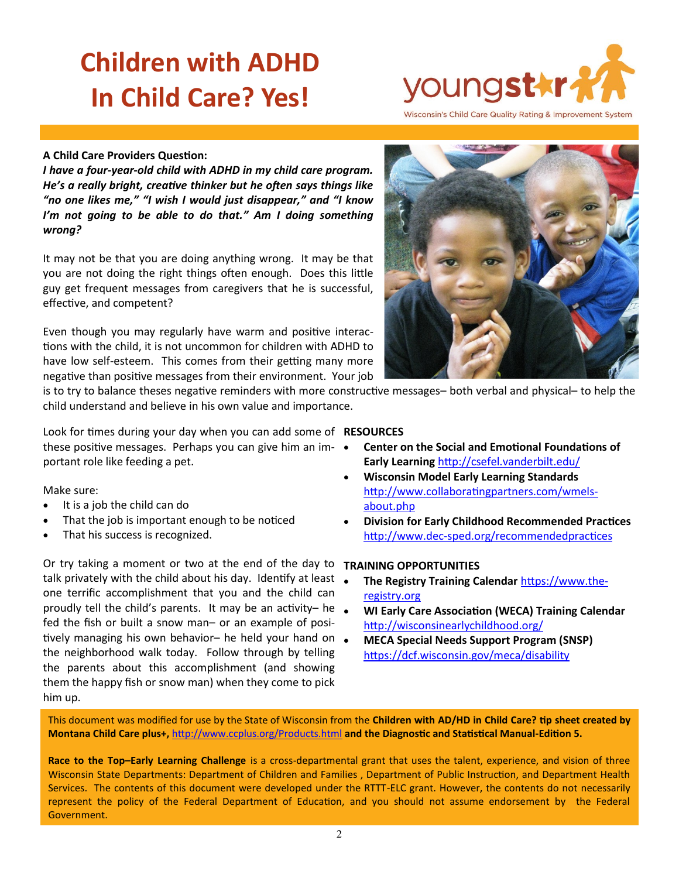# Children with ADHD In Child Care? Yes!

youngstar

Wisconsin's Child Care Quality Rating & Improvement System

**A Child Care Providers Question:**

***I have a four-year-old child with ADHD in my child care program. He's a really bright, creative thinker but he often says things like "no one likes me," "I wish I would just disappear," and "I know I'm not going to be able to do that." Am I doing something wrong?***

It may not be that you are doing anything wrong. It may be that you are not doing the right things often enough. Does this little guy get frequent messages from caregivers that he is successful, effective, and competent?

Even though you may regularly have warm and positive interactions with the child, it is not uncommon for children with ADHD to have low self-esteem. This comes from their getting many more negative than positive messages from their environment. Your job is to try to balance theses negative reminders with more constructive messages– both verbal and physical– to help the child understand and believe in his own value and importance.

Look for times during your day when you can add some of these positive messages. Perhaps you can give him an important role like feeding a pet.

Make sure:

- It is a job the child can do
- That the job is important enough to be noticed
- That his success is recognized.

Or try taking a moment or two at the end of the day to talk privately with the child about his day. Identify at least one terrific accomplishment that you and the child can proudly tell the child's parents. It may be an activity– he fed the fish or built a snow man– or an example of positively managing his own behavior– he held your hand on the neighborhood walk today. Follow through by telling the parents about this accomplishment (and showing them the happy fish or snow man) when they come to pick him up.

**RESOURCES**

- **Center on the Social and Emotional Foundations of Early Learning** http://csefel.vanderbilt.edu/
- **Wisconsin Model Early Learning Standards** http://www.collaboratingpartners.com/wmels-about.php
- **Division for Early Childhood Recommended Practices** http://www.dec-sped.org/recommendedpractices

**TRAINING OPPORTUNITIES**

- **The Registry Training Calendar** https://www.the-registry.org
- **WI Early Care Association (WECA) Training Calendar** http://wisconsinearlychildhood.org/
- **MECA Special Needs Support Program (SNSP)** https://dcf.wisconsin.gov/meca/disability

This document was modified for use by the State of Wisconsin from the **Children with AD/HD in Child Care? tip sheet created by Montana Child Care plus+,** http://www.ccplus.org/Products.html **and the Diagnostic and Statistical Manual-Edition 5.**

**Race to the Top–Early Learning Challenge** is a cross-departmental grant that uses the talent, experience, and vision of three Wisconsin State Departments: Department of Children and Families , Department of Public Instruction, and Department Health Services. The contents of this document were developed under the RTTT-ELC grant. However, the contents do not necessarily represent the policy of the Federal Department of Education, and you should not assume endorsement by the Federal Government.